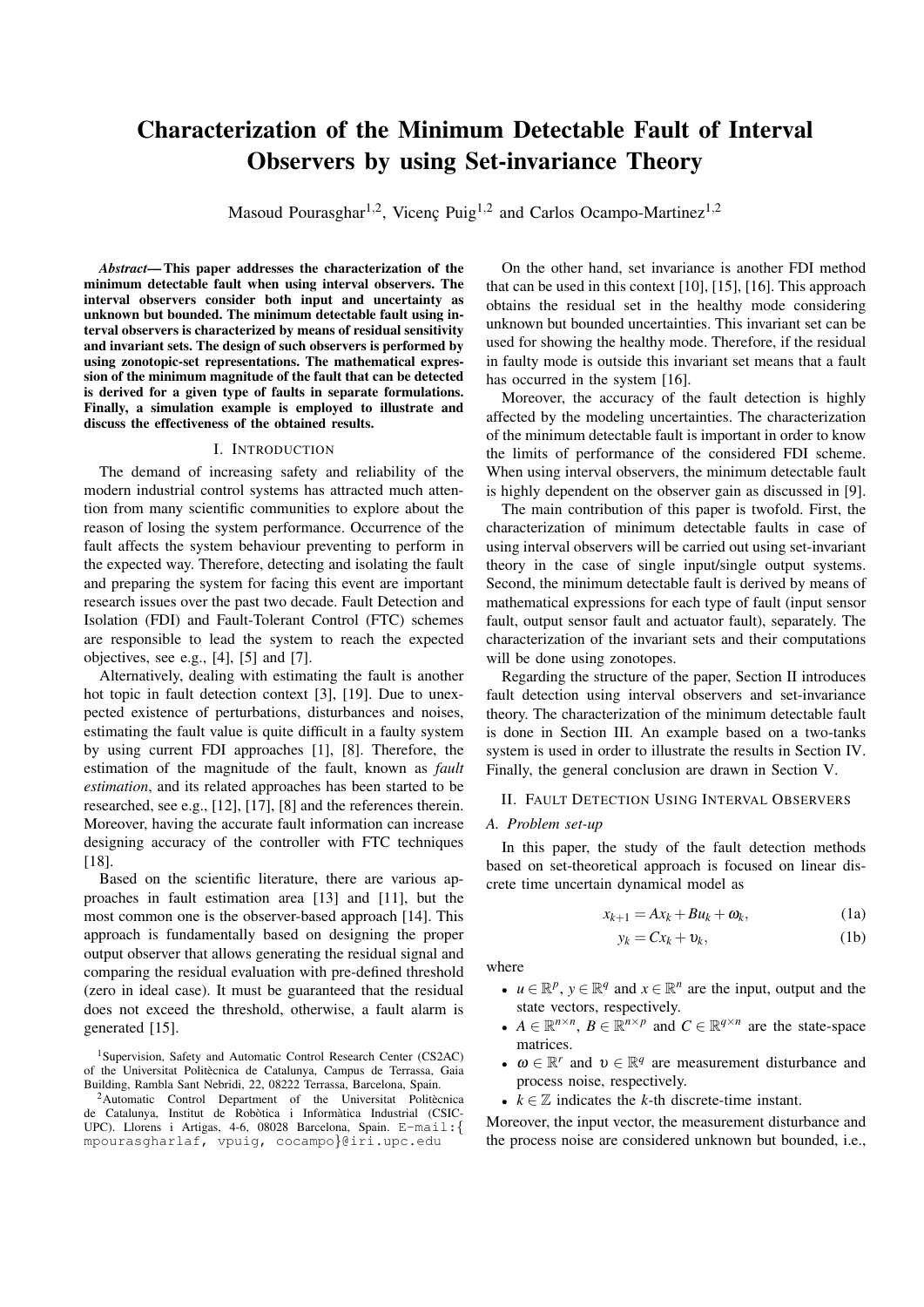# Characterization of the Minimum Detectable Fault of Interval Observers by using Set-invariance Theory

Masoud Pourasghar[1,2], Vicenç Puig[1,2] and Carlos Ocampo-Martinez[1,2]

***Abstract*— This paper addresses the characterization of the minimum detectable fault when using interval observers. The interval observers consider both input and uncertainty as unknown but bounded. The minimum detectable fault using interval observers is characterized by means of residual sensitivity and invariant sets. The design of such observers is performed by using zonotopic-set representations. The mathematical expression of the minimum magnitude of the fault that can be detected is derived for a given type of faults in separate formulations. Finally, a simulation example is employed to illustrate and discuss the effectiveness of the obtained results.**

## I. Introduction

The demand of increasing safety and reliability of the modern industrial control systems has attracted much attention from many scientific communities to explore about the reason of losing the system performance. Occurrence of the fault affects the system behaviour preventing to perform in the expected way. Therefore, detecting and isolating the fault and preparing the system for facing this event are important research issues over the past two decade. Fault Detection and Isolation (FDI) and Fault-Tolerant Control (FTC) schemes are responsible to lead the system to reach the expected objectives, see e.g., [4], [5] and [7].

Alternatively, dealing with estimating the fault is another hot topic in fault detection context [3], [19]. Due to unexpected existence of perturbations, disturbances and noises, estimating the fault value is quite difficult in a faulty system by using current FDI approaches [1], [8]. Therefore, the estimation of the magnitude of the fault, known as *fault estimation*, and its related approaches has been started to be researched, see e.g., [12], [17], [8] and the references therein. Moreover, having the accurate fault information can increase designing accuracy of the controller with FTC techniques [18].

Based on the scientific literature, there are various approaches in fault estimation area [13] and [11], but the most common one is the observer-based approach [14]. This approach is fundamentally based on designing the proper output observer that allows generating the residual signal and comparing the residual evaluation with pre-defined threshold (zero in ideal case). It must be guaranteed that the residual does not exceed the threshold, otherwise, a fault alarm is generated [15].

On the other hand, set invariance is another FDI method that can be used in this context [10], [15], [16]. This approach obtains the residual set in the healthy mode considering unknown but bounded uncertainties. This invariant set can be used for showing the healthy mode. Therefore, if the residual in faulty mode is outside this invariant set means that a fault has occurred in the system [16].

Moreover, the accuracy of the fault detection is highly affected by the modeling uncertainties. The characterization of the minimum detectable fault is important in order to know the limits of performance of the considered FDI scheme. When using interval observers, the minimum detectable fault is highly dependent on the observer gain as discussed in [9].

The main contribution of this paper is twofold. First, the characterization of minimum detectable faults in case of using interval observers will be carried out using set-invariant theory in the case of single input/single output systems. Second, the minimum detectable fault is derived by means of mathematical expressions for each type of fault (input sensor fault, output sensor fault and actuator fault), separately. The characterization of the invariant sets and their computations will be done using zonotopes.

Regarding the structure of the paper, Section II introduces fault detection using interval observers and set-invariance theory. The characterization of the minimum detectable fault is done in Section III. An example based on a two-tanks system is used in order to illustrate the results in Section IV. Finally, the general conclusion are drawn in Section V.

## II. Fault Detection Using Interval Observers

### A. Problem set-up

In this paper, the study of the fault detection methods based on set-theoretical approach is focused on linear discrete time uncertain dynamical model as

$$x_{k+1} = Ax_k + Bu_k + \omega_k, \tag{1a}$$

$$y_k = Cx_k + \upsilon_k, \tag{1b}$$

where

- $u \in \mathbb{R}^p$, $y \in \mathbb{R}^q$ and $x \in \mathbb{R}^n$ are the input, output and the state vectors, respectively.
- $A \in \mathbb{R}^{n \times n}$, $B \in \mathbb{R}^{n \times p}$ and $C \in \mathbb{R}^{q \times n}$ are the state-space matrices.
- $\omega \in \mathbb{R}^r$ and $\upsilon \in \mathbb{R}^q$ are measurement disturbance and process noise, respectively.
- $k \in \mathbb{Z}$ indicates the $k$-th discrete-time instant.

Moreover, the input vector, the measurement disturbance and the process noise are considered unknown but bounded, i.e.,

[1]Supervision, Safety and Automatic Control Research Center (CS2AC) of the Universitat Politècnica de Catalunya, Campus de Terrassa, Gaia Building, Rambla Sant Nebridi, 22, 08222 Terrassa, Barcelona, Spain.

[2]Automatic Control Department of the Universitat Politècnica de Catalunya, Institut de Robòtica i Informàtica Industrial (CSIC-UPC). Llorens i Artigas, 4-6, 08028 Barcelona, Spain. E-mail:{ mpourasgharlaf, vpuig, cocampo}@iri.upc.edu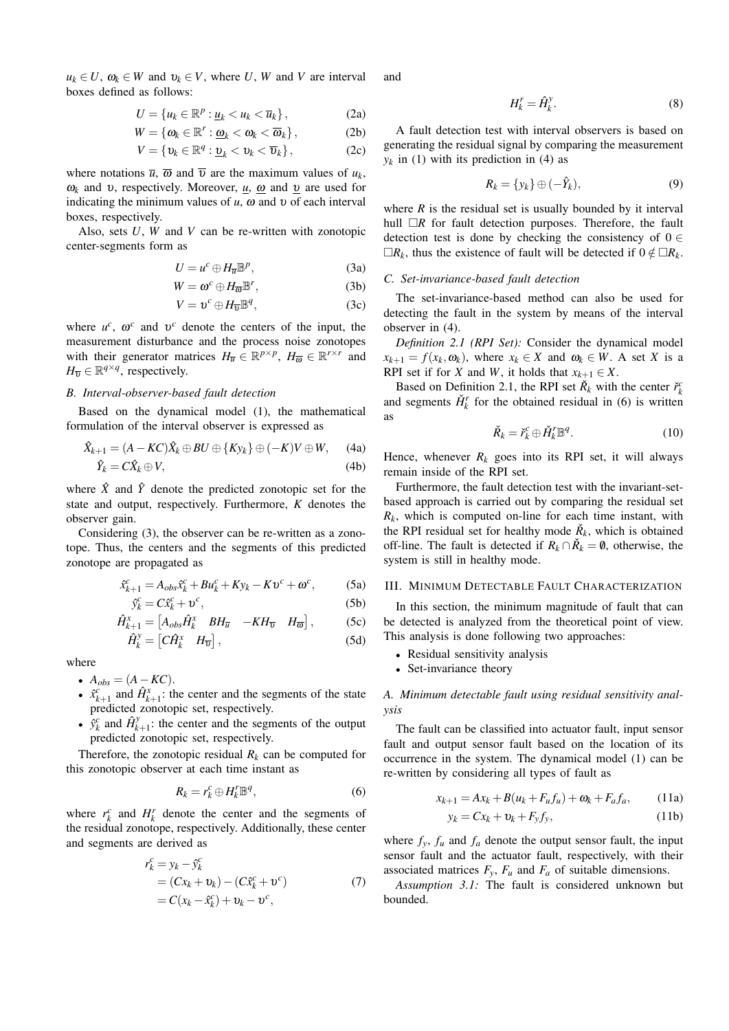$u_k \in U$, $\omega_k \in W$ and $\upsilon_k \in V$, where $U$, $W$ and $V$ are interval boxes defined as follows:

$$U = \{u_k \in \mathbb{R}^p : \underline{u}_k < u_k < \overline{u}_k\}, \quad (2a)$$

$$W = \{\omega_k \in \mathbb{R}^r : \underline{\omega}_k < \omega_k < \overline{\omega}_k\}, \quad (2b)$$

$$V = \{\upsilon_k \in \mathbb{R}^q : \underline{\upsilon}_k < \upsilon_k < \overline{\upsilon}_k\}, \quad (2c)$$

where notations $\overline{u}$, $\overline{\omega}$ and $\overline{\upsilon}$ are the maximum values of $u_k$, $\omega_k$ and $\upsilon$, respectively. Moreover, $\underline{u}$, $\underline{\omega}$ and $\underline{\upsilon}$ are used for indicating the minimum values of $u$, $\omega$ and $\upsilon$ of each interval boxes, respectively.

Also, sets $U$, $W$ and $V$ can be re-written with zonotopic center-segments form as

$$U = u^c \oplus H_{\overline{u}}\mathbb{B}^p, \quad (3a)$$

$$W = \omega^c \oplus H_{\overline{\omega}}\mathbb{B}^r, \quad (3b)$$

$$V = \upsilon^c \oplus H_{\overline{\upsilon}}\mathbb{B}^q, \quad (3c)$$

where $u^c$, $\omega^c$ and $\upsilon^c$ denote the centers of the input, the measurement disturbance and the process noise zonotopes with their generator matrices $H_{\overline{u}} \in \mathbb{R}^{p\times p}$, $H_{\overline{\omega}} \in \mathbb{R}^{r\times r}$ and $H_{\overline{\upsilon}} \in \mathbb{R}^{q\times q}$, respectively.

### B. Interval-observer-based fault detection

Based on the dynamical model (1), the mathematical formulation of the interval observer is expressed as

$$\hat{X}_{k+1} = (A-KC)\hat{X}_k \oplus BU \oplus \{Ky_k\} \oplus (-K)V \oplus W, \quad (4a)$$

$$\hat{Y}_k = C\hat{X}_k \oplus V, \quad (4b)$$

where $\hat{X}$ and $\hat{Y}$ denote the predicted zonotopic set for the state and output, respectively. Furthermore, $K$ denotes the observer gain.

Considering (3), the observer can be re-written as a zonotope. Thus, the centers and the segments of this predicted zonotope are propagated as

$$\hat{x}^c_{k+1} = A_{obs}\hat{x}^c_k + Bu^c_k + Ky_k - K\upsilon^c + \omega^c, \quad (5a)$$

$$\hat{y}^c_k = C\hat{x}^c_k + \upsilon^c, \quad (5b)$$

$$\hat{H}^x_{k+1} = \begin{bmatrix} A_{obs}\hat{H}^x_k & BH_{\overline{u}} & -KH_{\overline{\upsilon}} & H_{\overline{\omega}} \end{bmatrix}, \quad (5c)$$

$$\hat{H}^y_k = \begin{bmatrix} C\hat{H}^x_k & H_{\overline{\upsilon}} \end{bmatrix}, \quad (5d)$$

where

- $A_{obs} = (A-KC)$.
- $\hat{x}^c_{k+1}$ and $\hat{H}^x_{k+1}$: the center and the segments of the state predicted zonotopic set, respectively.
- $\hat{y}^c_k$ and $\hat{H}^y_{k+1}$: the center and the segments of the output predicted zonotopic set, respectively.

Therefore, the zonotopic residual $R_k$ can be computed for this zonotopic observer at each time instant as

$$R_k = r^c_k \oplus H^r_k\mathbb{B}^q, \quad (6)$$

where $r^c_k$ and $H^r_k$ denote the center and the segments of the residual zonotope, respectively. Additionally, these center and segments are derived as

$$\begin{aligned} r^c_k &= y_k - \hat{y}^c_k \\ &= (Cx_k + \upsilon_k) - (C\hat{x}^c_k + \upsilon^c) \\ &= C(x_k - \hat{x}^c_k) + \upsilon_k - \upsilon^c, \end{aligned} \quad (7)$$

and

$$H^r_k = \hat{H}^y_k. \quad (8)$$

A fault detection test with interval observers is based on generating the residual signal by comparing the measurement $y_k$ in (1) with its prediction in (4) as

$$R_k = \{y_k\} \oplus (-\hat{Y}_k), \quad (9)$$

where $R$ is the residual set is usually bounded by it interval hull $\square R$ for fault detection purposes. Therefore, the fault detection test is done by checking the consistency of $0 \in \square R_k$, thus the existence of fault will be detected if $0 \notin \square R_k$.

### C. Set-invariance-based fault detection

The set-invariance-based method can also be used for detecting the fault in the system by means of the interval observer in (4).

*Definition 2.1 (RPI Set):* Consider the dynamical model $x_{k+1} = f(x_k, \omega_k)$, where $x_k \in X$ and $\omega_k \in W$. A set $X$ is a RPI set if for $X$ and $W$, it holds that $x_{k+1} \in X$.

Based on Definition 2.1, the RPI set $\check{R}_k$ with the center $\check{r}^c_k$ and segments $\check{H}^r_k$ for the obtained residual in (6) is written as

$$\check{R}_k = \check{r}^c_k \oplus \check{H}^r_k\mathbb{B}^q. \quad (10)$$

Hence, whenever $R_k$ goes into its RPI set, it will always remain inside of the RPI set.

Furthermore, the fault detection test with the invariant-set-based approach is carried out by comparing the residual set $R_k$, which is computed on-line for each time instant, with the RPI residual set for healthy mode $\check{R}_k$, which is obtained off-line. The fault is detected if $R_k \cap \check{R}_k = \emptyset$, otherwise, the system is still in healthy mode.

## III. Minimum Detectable Fault Characterization

In this section, the minimum magnitude of fault that can be detected is analyzed from the theoretical point of view. This analysis is done following two approaches:

- Residual sensitivity analysis
- Set-invariance theory

### A. Minimum detectable fault using residual sensitivity analysis

The fault can be classified into actuator fault, input sensor fault and output sensor fault based on the location of its occurrence in the system. The dynamical model (1) can be re-written by considering all types of fault as

$$x_{k+1} = Ax_k + B(u_k + F_u f_u) + \omega_k + F_a f_a, \quad (11a)$$

$$y_k = Cx_k + \upsilon_k + F_y f_y, \quad (11b)$$

where $f_y$, $f_u$ and $f_a$ denote the output sensor fault, the input sensor fault and the actuator fault, respectively, with their associated matrices $F_y$, $F_u$ and $F_a$ of suitable dimensions.

*Assumption 3.1:* The fault is considered unknown but bounded.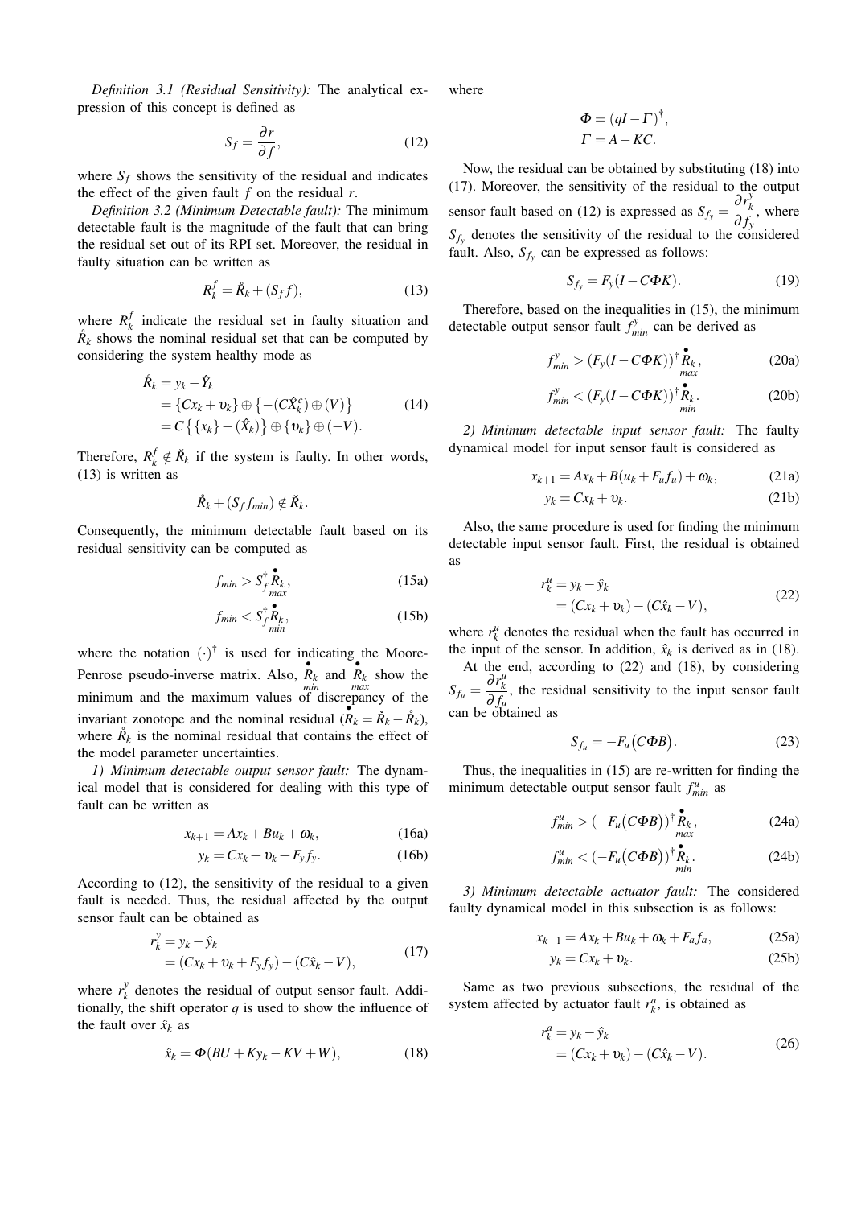*Definition 3.1 (Residual Sensitivity):* The analytical expression of this concept is defined as

$$S_f = \frac{\partial r}{\partial f}, \tag{12}$$

where $S_f$ shows the sensitivity of the residual and indicates the effect of the given fault $f$ on the residual $r$.

*Definition 3.2 (Minimum Detectable fault):* The minimum detectable fault is the magnitude of the fault that can bring the residual set out of its RPI set. Moreover, the residual in faulty situation can be written as

$$R_k^f = \mathring{R}_k + (S_f f), \tag{13}$$

where $R_k^f$ indicate the residual set in faulty situation and $\mathring{R}_k$ shows the nominal residual set that can be computed by considering the system healthy mode as

$$\begin{aligned}
\mathring{R}_k &= y_k - \hat{Y}_k \\
&= \{Cx_k + \upsilon_k\} \oplus \{-(C\hat{X}_k^c) \oplus (V)\} \\
&= C\{\{x_k\} - (\hat{X}_k)\} \oplus \{\upsilon_k\} \oplus (-V).
\end{aligned} \tag{14}$$

Therefore, $R_k^f \notin \check{R}_k$ if the system is faulty. In other words, (13) is written as

$$\mathring{R}_k + (S_f f_{min}) \notin \check{R}_k.$$

Consequently, the minimum detectable fault based on its residual sensitivity can be computed as

$$f_{min} > S_f^{\dagger} \underset{max}{\overset{\bullet}{R}_k}, \tag{15a}$$

$$f_{min} < S_f^{\dagger} \underset{min}{\overset{\bullet}{R}_k}, \tag{15b}$$

where the notation $(\cdot)^{\dagger}$ is used for indicating the Moore-Penrose pseudo-inverse matrix. Also, $\underset{min}{\overset{\bullet}{R}_k}$ and $\underset{max}{\overset{\bullet}{R}_k}$ show the minimum and the maximum values of discrepancy of the invariant zonotope and the nominal residual ($\overset{\bullet}{R}_k = \check{R}_k - \mathring{R}_k$), where $\mathring{R}_k$ is the nominal residual that contains the effect of the model parameter uncertainties.

*1) Minimum detectable output sensor fault:* The dynamical model that is considered for dealing with this type of fault can be written as

$$x_{k+1} = Ax_k + Bu_k + \omega_k, \tag{16a}$$

$$y_k = Cx_k + \upsilon_k + F_y f_y. \tag{16b}$$

According to (12), the sensitivity of the residual to a given fault is needed. Thus, the residual affected by the output sensor fault can be obtained as

$$\begin{aligned}
r_k^y &= y_k - \hat{y}_k \\
&= (Cx_k + \upsilon_k + F_y f_y) - (C\hat{x}_k - V),
\end{aligned} \tag{17}$$

where $r_k^y$ denotes the residual of output sensor fault. Additionally, the shift operator $q$ is used to show the influence of the fault over $\hat{x}_k$ as

$$\hat{x}_k = \Phi(BU + Ky_k - KV + W), \tag{18}$$

where

$$\Phi = (qI - \Gamma)^{\dagger},$$
$$\Gamma = A - KC.$$

Now, the residual can be obtained by substituting (18) into (17). Moreover, the sensitivity of the residual to the output sensor fault based on (12) is expressed as $S_{f_y} = \dfrac{\partial r_k^y}{\partial f_y}$, where $S_{f_y}$ denotes the sensitivity of the residual to the considered fault. Also, $S_{f_y}$ can be expressed as follows:

$$S_{f_y} = F_y(I - C\Phi K). \tag{19}$$

Therefore, based on the inequalities in (15), the minimum detectable output sensor fault $f_{min}^y$ can be derived as

$$f_{min}^y > (F_y(I - C\Phi K))^{\dagger} \underset{max}{\overset{\bullet}{R}_k}, \tag{20a}$$

$$f_{min}^y < (F_y(I - C\Phi K))^{\dagger} \underset{min}{\overset{\bullet}{R}_k}. \tag{20b}$$

*2) Minimum detectable input sensor fault:* The faulty dynamical model for input sensor fault is considered as

$$x_{k+1} = Ax_k + B(u_k + F_u f_u) + \omega_k, \tag{21a}$$

$$y_k = Cx_k + \upsilon_k. \tag{21b}$$

Also, the same procedure is used for finding the minimum detectable input sensor fault. First, the residual is obtained as

$$\begin{aligned}
r_k^u &= y_k - \hat{y}_k \\
&= (Cx_k + \upsilon_k) - (C\hat{x}_k - V),
\end{aligned} \tag{22}$$

where $r_k^u$ denotes the residual when the fault has occurred in the input of the sensor. In addition, $\hat{x}_k$ is derived as in (18).

At the end, according to (22) and (18), by considering $S_{f_u} = \dfrac{\partial r_k^u}{\partial f_u}$, the residual sensitivity to the input sensor fault can be obtained as

$$S_{f_u} = -F_u\big(C\Phi B\big). \tag{23}$$

Thus, the inequalities in (15) are re-written for finding the minimum detectable output sensor fault $f_{min}^u$ as

$$f_{min}^u > (-F_u\big(C\Phi B\big))^{\dagger} \underset{max}{\overset{\bullet}{R}_k}, \tag{24a}$$

$$f_{min}^u < (-F_u\big(C\Phi B\big))^{\dagger} \underset{min}{\overset{\bullet}{R}_k}. \tag{24b}$$

*3) Minimum detectable actuator fault:* The considered faulty dynamical model in this subsection is as follows:

$$x_{k+1} = Ax_k + Bu_k + \omega_k + F_a f_a, \tag{25a}$$

$$y_k = Cx_k + \upsilon_k. \tag{25b}$$

Same as two previous subsections, the residual of the system affected by actuator fault $r_k^a$, is obtained as

$$\begin{aligned}
r_k^a &= y_k - \hat{y}_k \\
&= (Cx_k + \upsilon_k) - (C\hat{x}_k - V).
\end{aligned} \tag{26}$$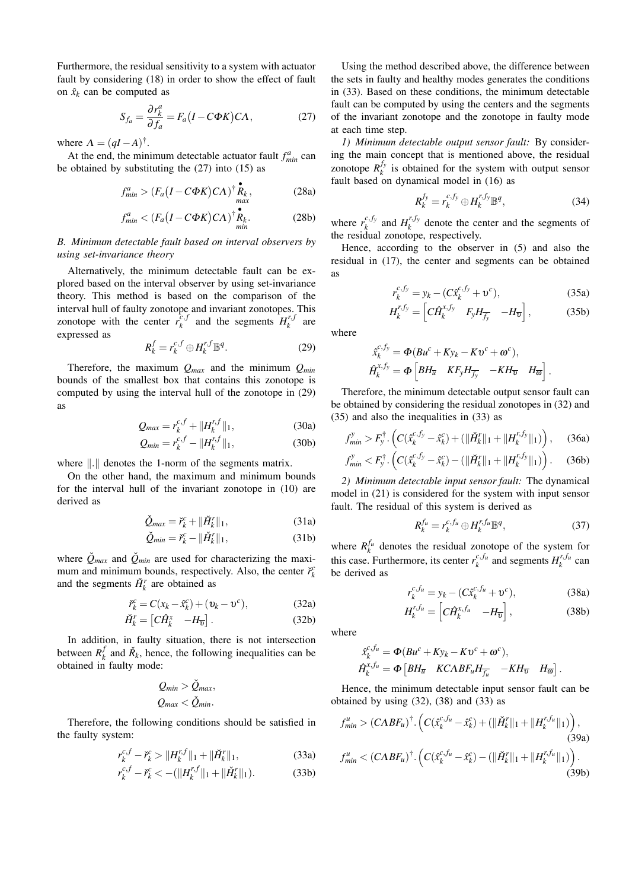Furthermore, the residual sensitivity to a system with actuator fault by considering (18) in order to show the effect of fault on $\hat{x}_k$ can be computed as

$$S_{f_a} = \frac{\partial r_k^a}{\partial f_a} = F_a\big(I - C\Phi K\big)C\Lambda, \tag{27}$$

where $\Lambda = (qI - A)^{\dagger}$.

At the end, the minimum detectable actuator fault $f_{min}^a$ can be obtained by substituting the (27) into (15) as

$$f_{min}^a > (F_a\big(I - C\Phi K\big)C\Lambda)^{\dagger} \overset{\bullet}{R}_{\underset{max}{k}}, \tag{28a}$$

$$f_{min}^a < (F_a\big(I - C\Phi K\big)C\Lambda)^{\dagger} \overset{\bullet}{R}_{\underset{min}{k}}. \tag{28b}$$

### *B. Minimum detectable fault based on interval observers by using set-invariance theory*

Alternatively, the minimum detectable fault can be explored based on the interval observer by using set-invariance theory. This method is based on the comparison of the interval hull of faulty zonotope and invariant zonotopes. This zonotope with the center $r_k^{c,f}$ and the segments $H_k^{r,f}$ are expressed as

$$R_k^f = r_k^{c,f} \oplus H_k^{r,f}\mathbb{B}^q. \tag{29}$$

Therefore, the maximum $Q_{max}$ and the minimum $Q_{min}$ bounds of the smallest box that contains this zonotope is computed by using the interval hull of the zonotope in (29) as

$$Q_{max} = r_k^{c,f} + \|H_k^{r,f}\|_1, \tag{30a}$$

$$Q_{min} = r_k^{c,f} - \|H_k^{r,f}\|_1, \tag{30b}$$

where $\|.\|$ denotes the 1-norm of the segments matrix.

On the other hand, the maximum and minimum bounds for the interval hull of the invariant zonotope in (10) are derived as

$$\check{Q}_{max} = \check{r}_k^c + \|\check{H}_k^r\|_1, \tag{31a}$$

$$\check{Q}_{min} = \check{r}_k^c - \|\check{H}_k^r\|_1, \tag{31b}$$

where $\check{Q}_{max}$ and $\check{Q}_{min}$ are used for characterizing the maximum and minimum bounds, respectively. Also, the center $\check{r}_k^c$ and the segments $\check{H}_k^r$ are obtained as

$$\check{r}_k^c = C(x_k - \hat{x}_k^c) + (\upsilon_k - \upsilon^c), \tag{32a}$$

$$\check{H}_k^r = \begin{bmatrix} C\hat{H}_k^x & -H_{\overline{\upsilon}} \end{bmatrix}. \tag{32b}$$

In addition, in faulty situation, there is not intersection between $R_k^f$ and $\check{R}_k$, hence, the following inequalities can be obtained in faulty mode:

$$Q_{min} > \check{Q}_{max},$$
$$Q_{max} < \check{Q}_{min}.$$

Therefore, the following conditions should be satisfied in the faulty system:

$$r_k^{c,f} - \check{r}_k^c > \|H_k^{r,f}\|_1 + \|\check{H}_k^r\|_1, \tag{33a}$$

$$r_k^{c,f} - \check{r}_k^c < -(\|H_k^{r,f}\|_1 + \|\check{H}_k^r\|_1). \tag{33b}$$

Using the method described above, the difference between the sets in faulty and healthy modes generates the conditions in (33). Based on these conditions, the minimum detectable fault can be computed by using the centers and the segments of the invariant zonotope and the zonotope in faulty mode at each time step.

*1) Minimum detectable output sensor fault:* By considering the main concept that is mentioned above, the residual zonotope $R_k^{f_y}$ is obtained for the system with output sensor fault based on dynamical model in (16) as

$$R_k^{f_y} = r_k^{c,f_y} \oplus H_k^{r,f_y}\mathbb{B}^q, \tag{34}$$

where $r_k^{c,f_y}$ and $H_k^{r,f_y}$ denote the center and the segments of the residual zonotope, respectively.

Hence, according to the observer in (5) and also the residual in (17), the center and segments can be obtained as

$$r_k^{c,f_y} = y_k - (C\hat{x}_k^{c,f_y} + \upsilon^c), \tag{35a}$$

$$H_k^{r,f_y} = \begin{bmatrix} C\hat{H}_k^{x,f_y} & F_y H_{\overline{f_y}} & -H_{\overline{\upsilon}} \end{bmatrix}, \tag{35b}$$

where

$$\hat{x}_k^{c,f_y} = \Phi(Bu^c + Ky_k - K\upsilon^c + \omega^c),$$
$$\hat{H}_k^{x,f_y} = \Phi\begin{bmatrix} BH_{\overline{u}} & KF_y H_{\overline{f_y}} & -KH_{\overline{\upsilon}} & H_{\overline{\omega}} \end{bmatrix}.$$

Therefore, the minimum detectable output sensor fault can be obtained by considering the residual zonotopes in (32) and (35) and also the inequalities in (33) as

$$f_{min}^y > F_y^{\dagger}\cdot\Big(C(\hat{x}_k^{c,f_y} - \hat{x}_k^c) + (\|\check{H}_k^r\|_1 + \|H_k^{r,f_y}\|_1)\Big), \tag{36a}$$

$$f_{min}^y < F_y^{\dagger}\cdot\Big(C(\hat{x}_k^{c,f_y} - \hat{x}_k^c) - (\|\check{H}_k^r\|_1 + \|H_k^{r,f_y}\|_1)\Big). \tag{36b}$$

*2) Minimum detectable input sensor fault:* The dynamical model in (21) is considered for the system with input sensor fault. The residual of this system is derived as

$$R_k^{f_u} = r_k^{c,f_u} \oplus H_k^{r,f_u}\mathbb{B}^q, \tag{37}$$

where $R_k^{f_u}$ denotes the residual zonotope of the system for this case. Furthermore, its center $r_k^{c,f_u}$ and segments $H_k^{r,f_u}$ can be derived as

$$r_k^{c,f_u} = y_k - (C\hat{x}_k^{c,f_u} + \upsilon^c), \tag{38a}$$

$$H_k^{r,f_u} = \begin{bmatrix} C\hat{H}_k^{x,f_u} & -H_{\overline{\upsilon}} \end{bmatrix}, \tag{38b}$$

where

$$\hat{x}_k^{c,f_u} = \Phi(Bu^c + Ky_k - K\upsilon^c + \omega^c),$$
$$\hat{H}_k^{x,f_u} = \Phi\begin{bmatrix} BH_{\overline{u}} & KC\Lambda BF_u H_{\overline{f_u}} & -KH_{\overline{\upsilon}} & H_{\overline{\omega}} \end{bmatrix}.$$

Hence, the minimum detectable input sensor fault can be obtained by using (32), (38) and (33) as

$$f_{min}^u > (C\Lambda BF_u)^{\dagger}\cdot\Big(C(\hat{x}_k^{c,f_u} - \hat{x}_k^c) + (\|\check{H}_k^r\|_1 + \|H_k^{r,f_u}\|_1)\Big), \tag{39a}$$

$$f_{min}^u < (C\Lambda BF_u)^{\dagger}\cdot\Big(C(\hat{x}_k^{c,f_u} - \hat{x}_k^c) - (\|\check{H}_k^r\|_1 + \|H_k^{r,f_u}\|_1)\Big). \tag{39b}$$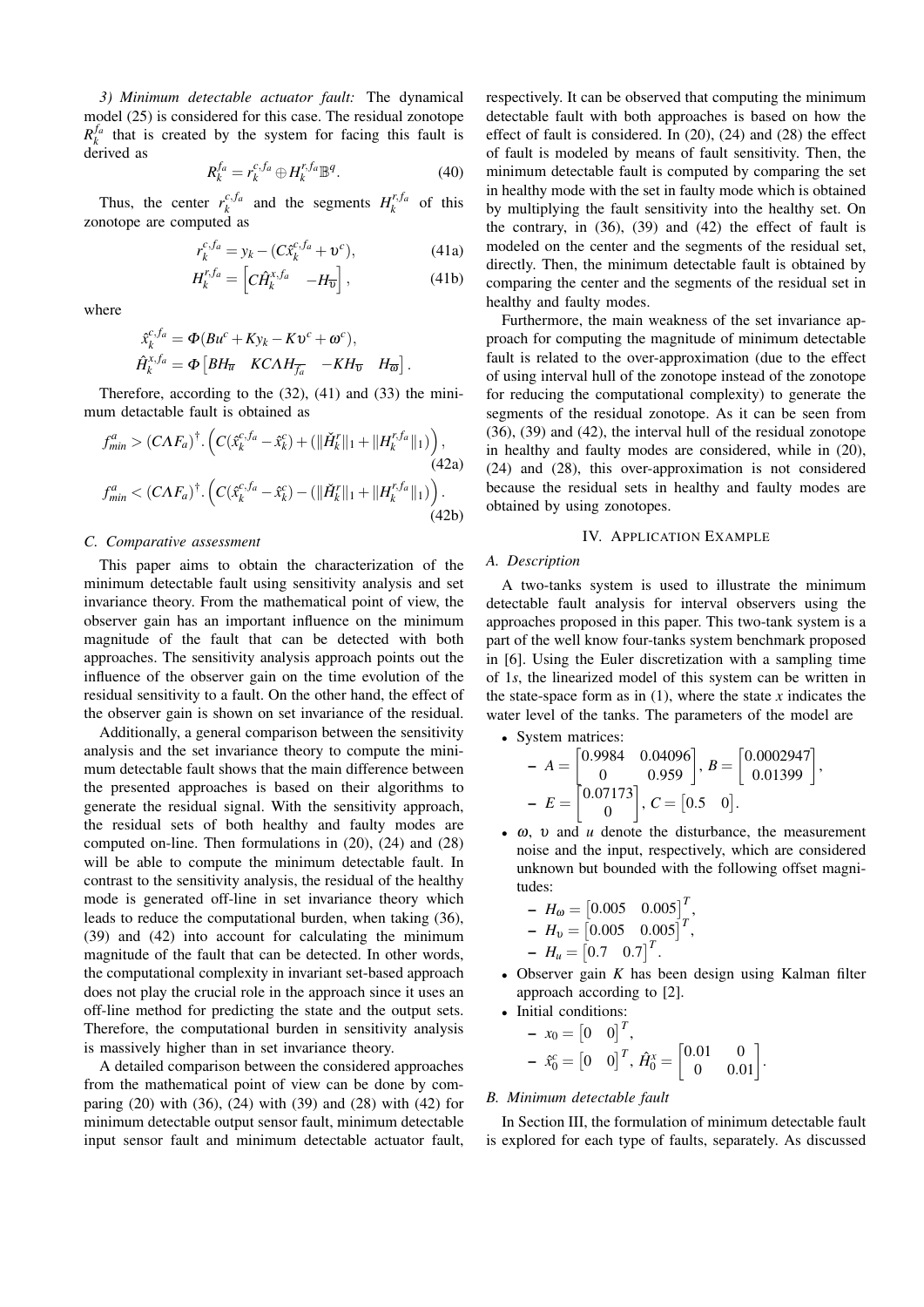*3) Minimum detectable actuator fault:* The dynamical model (25) is considered for this case. The residual zonotope $R_k^{f_a}$ that is created by the system for facing this fault is derived as

$$R_k^{f_a} = r_k^{c,f_a} \oplus H_k^{r,f_a}\mathbb{B}^q. \tag{40}$$

Thus, the center $r_k^{c,f_a}$ and the segments $H_k^{r,f_a}$ of this zonotope are computed as

$$r_k^{c,f_a} = y_k - (C\hat{x}_k^{c,f_a} + \upsilon^c), \tag{41a}$$

$$H_k^{r,f_a} = \begin{bmatrix} C\hat{H}_k^{x,f_a} & -H_{\overline{\upsilon}} \end{bmatrix}, \tag{41b}$$

where

$$\hat{x}_k^{c,f_a} = \Phi(Bu^c + Ky_k - K\upsilon^c + \omega^c),$$
$$\hat{H}_k^{x,f_a} = \Phi\begin{bmatrix} BH_{\overline{u}} & KC\Lambda H_{\overline{f_a}} & -KH_{\overline{\upsilon}} & H_{\overline{\omega}} \end{bmatrix}.$$

Therefore, according to the (32), (41) and (33) the minimum detactable fault is obtained as

$$f_{min}^a > (C\Lambda F_a)^{\dagger}.\left(C(\hat{x}_k^{c,f_a} - \hat{x}_k^c) + (\|\check{H}_k^r\|_1 + \|H_k^{r,f_a}\|_1)\right), \tag{42a}$$

$$f_{min}^a < (C\Lambda F_a)^{\dagger}.\left(C(\hat{x}_k^{c,f_a} - \hat{x}_k^c) - (\|\check{H}_k^r\|_1 + \|H_k^{r,f_a}\|_1)\right). \tag{42b}$$

### C. Comparative assessment

This paper aims to obtain the characterization of the minimum detectable fault using sensitivity analysis and set invariance theory. From the mathematical point of view, the observer gain has an important influence on the minimum magnitude of the fault that can be detected with both approaches. The sensitivity analysis approach points out the influence of the observer gain on the time evolution of the residual sensitivity to a fault. On the other hand, the effect of the observer gain is shown on set invariance of the residual.

Additionally, a general comparison between the sensitivity analysis and the set invariance theory to compute the minimum detectable fault shows that the main difference between the presented approaches is based on their algorithms to generate the residual signal. With the sensitivity approach, the residual sets of both healthy and faulty modes are computed on-line. Then formulations in (20), (24) and (28) will be able to compute the minimum detectable fault. In contrast to the sensitivity analysis, the residual of the healthy mode is generated off-line in set invariance theory which leads to reduce the computational burden, when taking (36), (39) and (42) into account for calculating the minimum magnitude of the fault that can be detected. In other words, the computational complexity in invariant set-based approach does not play the crucial role in the approach since it uses an off-line method for predicting the state and the output sets. Therefore, the computational burden in sensitivity analysis is massively higher than in set invariance theory.

A detailed comparison between the considered approaches from the mathematical point of view can be done by comparing (20) with (36), (24) with (39) and (28) with (42) for minimum detectable output sensor fault, minimum detectable input sensor fault and minimum detectable actuator fault, respectively. It can be observed that computing the minimum detectable fault with both approaches is based on how the effect of fault is considered. In (20), (24) and (28) the effect of fault is modeled by means of fault sensitivity. Then, the minimum detectable fault is computed by comparing the set in healthy mode with the set in faulty mode which is obtained by multiplying the fault sensitivity into the healthy set. On the contrary, in (36), (39) and (42) the effect of fault is modeled on the center and the segments of the residual set, directly. Then, the minimum detectable fault is obtained by comparing the center and the segments of the residual set in healthy and faulty modes.

Furthermore, the main weakness of the set invariance approach for computing the magnitude of minimum detectable fault is related to the over-approximation (due to the effect of using interval hull of the zonotope instead of the zonotope for reducing the computational complexity) to generate the segments of the residual zonotope. As it can be seen from (36), (39) and (42), the interval hull of the residual zonotope in healthy and faulty modes are considered, while in (20), (24) and (28), this over-approximation is not considered because the residual sets in healthy and faulty modes are obtained by using zonotopes.

## IV. Application Example

### A. Description

A two-tanks system is used to illustrate the minimum detectable fault analysis for interval observers using the approaches proposed in this paper. This two-tank system is a part of the well know four-tanks system benchmark proposed in [6]. Using the Euler discretization with a sampling time of 1*s*, the linearized model of this system can be written in the state-space form as in (1), where the state $x$ indicates the water level of the tanks. The parameters of the model are

- System matrices:
  - $A = \begin{bmatrix} 0.9984 & 0.04096 \\ 0 & 0.959 \end{bmatrix}$, $B = \begin{bmatrix} 0.0002947 \\ 0.01399 \end{bmatrix}$,
  - $E = \begin{bmatrix} 0.07173 \\ 0 \end{bmatrix}$, $C = \begin{bmatrix} 0.5 & 0 \end{bmatrix}$.
- $\omega$, $\upsilon$ and $u$ denote the disturbance, the measurement noise and the input, respectively, which are considered unknown but bounded with the following offset magnitudes:
  - $H_\omega = \begin{bmatrix} 0.005 & 0.005 \end{bmatrix}^T$,
  - $H_\upsilon = \begin{bmatrix} 0.005 & 0.005 \end{bmatrix}^T$,
  - $H_u = \begin{bmatrix} 0.7 & 0.7 \end{bmatrix}^T$.
- Observer gain $K$ has been design using Kalman filter approach according to [2].
- Initial conditions:
  - $x_0 = \begin{bmatrix} 0 & 0 \end{bmatrix}^T$,
  - $\hat{x}_0^c = \begin{bmatrix} 0 & 0 \end{bmatrix}^T$, $\hat{H}_0^x = \begin{bmatrix} 0.01 & 0 \\ 0 & 0.01 \end{bmatrix}$.

### B. Minimum detectable fault

In Section III, the formulation of minimum detectable fault is explored for each type of faults, separately. As discussed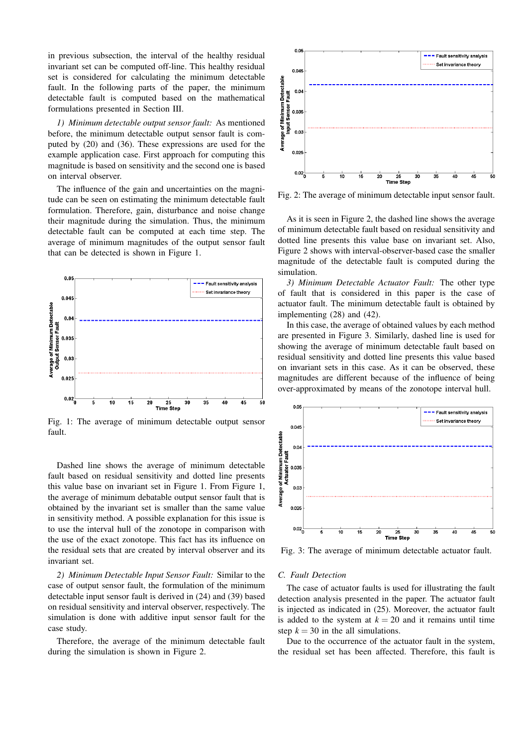in previous subsection, the interval of the healthy residual invariant set can be computed off-line. This healthy residual set is considered for calculating the minimum detectable fault. In the following parts of the paper, the minimum detectable fault is computed based on the mathematical formulations presented in Section III.

*1) Minimum detectable output sensor fault:* As mentioned before, the minimum detectable output sensor fault is computed by (20) and (36). These expressions are used for the example application case. First approach for computing this magnitude is based on sensitivity and the second one is based on interval observer.

The influence of the gain and uncertainties on the magnitude can be seen on estimating the minimum detectable fault formulation. Therefore, gain, disturbance and noise change their magnitude during the simulation. Thus, the minimum detectable fault can be computed at each time step. The average of minimum magnitudes of the output sensor fault that can be detected is shown in Figure 1.

Fig. 1: The average of minimum detectable output sensor fault.

Dashed line shows the average of minimum detectable fault based on residual sensitivity and dotted line presents this value base on invariant set in Figure 1. From Figure 1, the average of minimum debatable output sensor fault that is obtained by the invariant set is smaller than the same value in sensitivity method. A possible explanation for this issue is to use the interval hull of the zonotope in comparison with the use of the exact zonotope. This fact has its influence on the residual sets that are created by interval observer and its invariant set.

*2) Minimum Detectable Input Sensor Fault:* Similar to the case of output sensor fault, the formulation of the minimum detectable input sensor fault is derived in (24) and (39) based on residual sensitivity and interval observer, respectively. The simulation is done with additive input sensor fault for the case study.

Therefore, the average of the minimum detectable fault during the simulation is shown in Figure 2.

Fig. 2: The average of minimum detectable input sensor fault.

As it is seen in Figure 2, the dashed line shows the average of minimum detectable fault based on residual sensitivity and dotted line presents this value base on invariant set. Also, Figure 2 shows with interval-observer-based case the smaller magnitude of the detectable fault is computed during the simulation.

*3) Minimum Detectable Actuator Fault:* The other type of fault that is considered in this paper is the case of actuator fault. The minimum detectable fault is obtained by implementing (28) and (42).

In this case, the average of obtained values by each method are presented in Figure 3. Similarly, dashed line is used for showing the average of minimum detectable fault based on residual sensitivity and dotted line presents this value based on invariant sets in this case. As it can be observed, these magnitudes are different because of the influence of being over-approximated by means of the zonotope interval hull.

Fig. 3: The average of minimum detectable actuator fault.

### C. Fault Detection

The case of actuator faults is used for illustrating the fault detection analysis presented in the paper. The actuator fault is injected as indicated in (25). Moreover, the actuator fault is added to the system at $k = 20$ and it remains until time step $k = 30$ in the all simulations.

Due to the occurrence of the actuator fault in the system, the residual set has been affected. Therefore, this fault is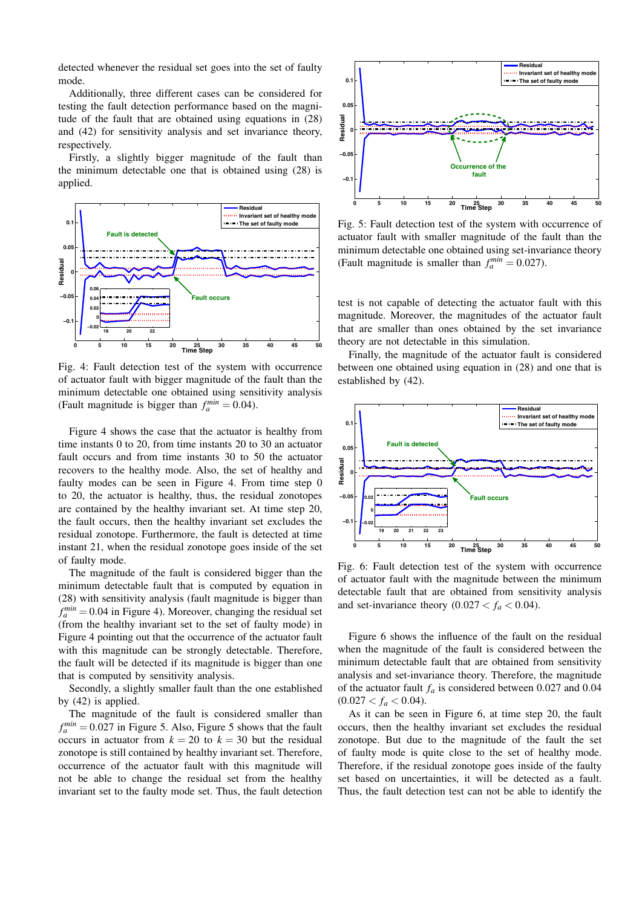detected whenever the residual set goes into the set of faulty mode.

Additionally, three different cases can be considered for testing the fault detection performance based on the magnitude of the fault that are obtained using equations in (28) and (42) for sensitivity analysis and set invariance theory, respectively.

Firstly, a slightly bigger magnitude of the fault than the minimum detectable one that is obtained using (28) is applied.

Fig. 4: Fault detection test of the system with occurrence of actuator fault with bigger magnitude of the fault than the minimum detectable one obtained using sensitivity analysis (Fault magnitude is bigger than $f_a^{min} = 0.04$).

Figure 4 shows the case that the actuator is healthy from time instants 0 to 20, from time instants 20 to 30 an actuator fault occurs and from time instants 30 to 50 the actuator recovers to the healthy mode. Also, the set of healthy and faulty modes can be seen in Figure 4. From time step 0 to 20, the actuator is healthy, thus, the residual zonotopes are contained by the healthy invariant set. At time step 20, the fault occurs, then the healthy invariant set excludes the residual zonotope. Furthermore, the fault is detected at time instant 21, when the residual zonotope goes inside of the set of faulty mode.

The magnitude of the fault is considered bigger than the minimum detectable fault that is computed by equation in (28) with sensitivity analysis (fault magnitude is bigger than $f_a^{min} = 0.04$ in Figure 4). Moreover, changing the residual set (from the healthy invariant set to the set of faulty mode) in Figure 4 pointing out that the occurrence of the actuator fault with this magnitude can be strongly detectable. Therefore, the fault will be detected if its magnitude is bigger than one that is computed by sensitivity analysis.

Secondly, a slightly smaller fault than the one established by (42) is applied.

The magnitude of the fault is considered smaller than $f_a^{min} = 0.027$ in Figure 5. Also, Figure 5 shows that the fault occurs in actuator from $k = 20$ to $k = 30$ but the residual zonotope is still contained by healthy invariant set. Therefore, occurrence of the actuator fault with this magnitude will not be able to change the residual set from the healthy invariant set to the faulty mode set. Thus, the fault detection test is not capable of detecting the actuator fault with this magnitude. Moreover, the magnitudes of the actuator fault that are smaller than ones obtained by the set invariance theory are not detectable in this simulation.

Fig. 5: Fault detection test of the system with occurrence of actuator fault with smaller magnitude of the fault than the minimum detectable one obtained using set-invariance theory (Fault magnitude is smaller than $f_a^{min} = 0.027$).

Finally, the magnitude of the actuator fault is considered between one obtained using equation in (28) and one that is established by (42).

Fig. 6: Fault detection test of the system with occurrence of actuator fault with the magnitude between the minimum detectable fault that are obtained from sensitivity analysis and set-invariance theory ($0.027 < f_a < 0.04$).

Figure 6 shows the influence of the fault on the residual when the magnitude of the fault is considered between the minimum detectable fault that are obtained from sensitivity analysis and set-invariance theory. Therefore, the magnitude of the actuator fault $f_a$ is considered between 0.027 and 0.04 ($0.027 < f_a < 0.04$).

As it can be seen in Figure 6, at time step 20, the fault occurs, then the healthy invariant set excludes the residual zonotope. But due to the magnitude of the fault the set of faulty mode is quite close to the set of healthy mode. Therefore, if the residual zonotope goes inside of the faulty set based on uncertainties, it will be detected as a fault. Thus, the fault detection test can not be able to identify the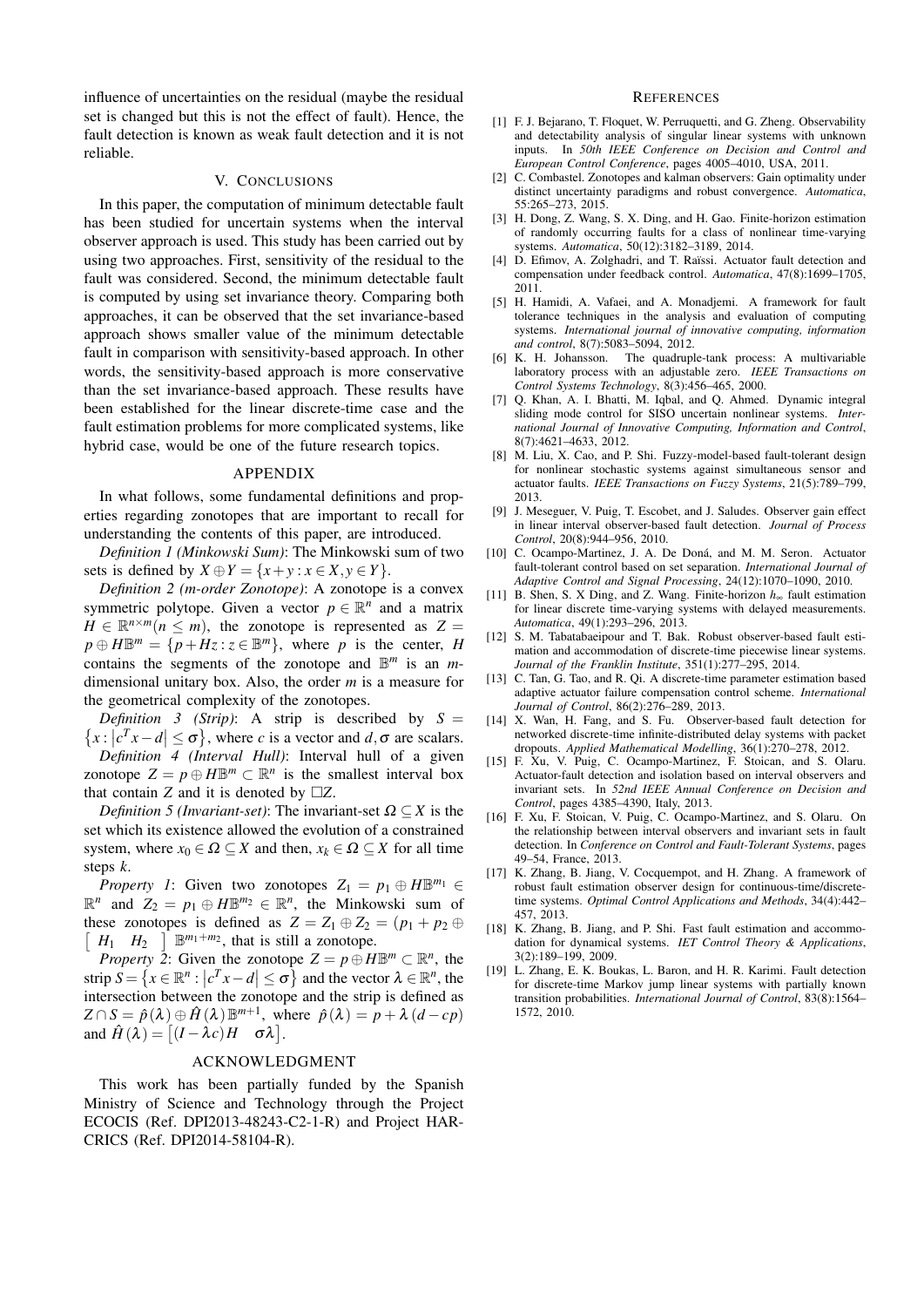influence of uncertainties on the residual (maybe the residual set is changed but this is not the effect of fault). Hence, the fault detection is known as weak fault detection and it is not reliable.

## V. Conclusions

In this paper, the computation of minimum detectable fault has been studied for uncertain systems when the interval observer approach is used. This study has been carried out by using two approaches. First, sensitivity of the residual to the fault was considered. Second, the minimum detectable fault is computed by using set invariance theory. Comparing both approaches, it can be observed that the set invariance-based approach shows smaller value of the minimum detectable fault in comparison with sensitivity-based approach. In other words, the sensitivity-based approach is more conservative than the set invariance-based approach. These results have been established for the linear discrete-time case and the fault estimation problems for more complicated systems, like hybrid case, would be one of the future research topics.

## Appendix

In what follows, some fundamental definitions and properties regarding zonotopes that are important to recall for understanding the contents of this paper, are introduced.

*Definition 1 (Minkowski Sum)*: The Minkowski sum of two sets is defined by $X \oplus Y = \{x+y : x \in X, y \in Y\}$.

*Definition 2 (m-order Zonotope)*: A zonotope is a convex symmetric polytope. Given a vector $p \in \mathbb{R}^n$ and a matrix $H \in \mathbb{R}^{n \times m} (n \leq m)$, the zonotope is represented as $Z = p \oplus H\mathbb{B}^m = \{p + Hz : z \in \mathbb{B}^m\}$, where $p$ is the center, $H$ contains the segments of the zonotope and $\mathbb{B}^m$ is an $m$-dimensional unitary box. Also, the order $m$ is a measure for the geometrical complexity of the zonotopes.

*Definition 3 (Strip)*: A strip is described by $S = \left\{x : \left|c^T x - d\right| \leq \sigma\right\}$, where $c$ is a vector and $d, \sigma$ are scalars.

*Definition 4 (Interval Hull)*: Interval hull of a given zonotope $Z = p \oplus H\mathbb{B}^m \subset \mathbb{R}^n$ is the smallest interval box that contain $Z$ and it is denoted by $\square Z$.

*Definition 5 (Invariant-set)*: The invariant-set $\Omega \subseteq X$ is the set which its existence allowed the evolution of a constrained system, where $x_0 \in \Omega \subseteq X$ and then, $x_k \in \Omega \subseteq X$ for all time steps $k$.

*Property 1*: Given two zonotopes $Z_1 = p_1 \oplus H\mathbb{B}^{m_1} \in \mathbb{R}^n$ and $Z_2 = p_1 \oplus H\mathbb{B}^{m_2} \in \mathbb{R}^n$, the Minkowski sum of these zonotopes is defined as $Z = Z_1 \oplus Z_2 = (p_1 + p_2 \oplus \begin{bmatrix} H_1 & H_2 \end{bmatrix} \mathbb{B}^{m_1+m_2}$, that is still a zonotope.

*Property 2*: Given the zonotope $Z = p \oplus H\mathbb{B}^m \subset \mathbb{R}^n$, the strip $S = \left\{x \in \mathbb{R}^n : \left|c^T x - d\right| \leq \sigma\right\}$ and the vector $\lambda \in \mathbb{R}^n$, the intersection between the zonotope and the strip is defined as $Z \cap S = \hat{p}(\lambda) \oplus \hat{H}(\lambda)\mathbb{B}^{m+1}$, where $\hat{p}(\lambda) = p + \lambda(d - cp)$ and $\hat{H}(\lambda) = \begin{bmatrix} (I - \lambda c)H & \sigma\lambda \end{bmatrix}$.

## Acknowledgment

This work has been partially funded by the Spanish Ministry of Science and Technology through the Project ECOCIS (Ref. DPI2013-48243-C2-1-R) and Project HARCRICS (Ref. DPI2014-58104-R).

## References

[1] F. J. Bejarano, T. Floquet, W. Perruquetti, and G. Zheng. Observability and detectability analysis of singular linear systems with unknown inputs. In *50th IEEE Conference on Decision and Control and European Control Conference*, pages 4005–4010, USA, 2011.

[2] C. Combastel. Zonotopes and kalman observers: Gain optimality under distinct uncertainty paradigms and robust convergence. *Automatica*, 55:265–273, 2015.

[3] H. Dong, Z. Wang, S. X. Ding, and H. Gao. Finite-horizon estimation of randomly occurring faults for a class of nonlinear time-varying systems. *Automatica*, 50(12):3182–3189, 2014.

[4] D. Efimov, A. Zolghadri, and T. Raïssi. Actuator fault detection and compensation under feedback control. *Automatica*, 47(8):1699–1705, 2011.

[5] H. Hamidi, A. Vafaei, and A. Monadjemi. A framework for fault tolerance techniques in the analysis and evaluation of computing systems. *International journal of innovative computing, information and control*, 8(7):5083–5094, 2012.

[6] K. H. Johansson. The quadruple-tank process: A multivariable laboratory process with an adjustable zero. *IEEE Transactions on Control Systems Technology*, 8(3):456–465, 2000.

[7] Q. Khan, A. I. Bhatti, M. Iqbal, and Q. Ahmed. Dynamic integral sliding mode control for SISO uncertain nonlinear systems. *International Journal of Innovative Computing, Information and Control*, 8(7):4621–4633, 2012.

[8] M. Liu, X. Cao, and P. Shi. Fuzzy-model-based fault-tolerant design for nonlinear stochastic systems against simultaneous sensor and actuator faults. *IEEE Transactions on Fuzzy Systems*, 21(5):789–799, 2013.

[9] J. Meseguer, V. Puig, T. Escobet, and J. Saludes. Observer gain effect in linear interval observer-based fault detection. *Journal of Process Control*, 20(8):944–956, 2010.

[10] C. Ocampo-Martinez, J. A. De Doná, and M. M. Seron. Actuator fault-tolerant control based on set separation. *International Journal of Adaptive Control and Signal Processing*, 24(12):1070–1090, 2010.

[11] B. Shen, S. X Ding, and Z. Wang. Finite-horizon $h_\infty$ fault estimation for linear discrete time-varying systems with delayed measurements. *Automatica*, 49(1):293–296, 2013.

[12] S. M. Tabatabaeipour and T. Bak. Robust observer-based fault estimation and accommodation of discrete-time piecewise linear systems. *Journal of the Franklin Institute*, 351(1):277–295, 2014.

[13] C. Tan, G. Tao, and R. Qi. A discrete-time parameter estimation based adaptive actuator failure compensation control scheme. *International Journal of Control*, 86(2):276–289, 2013.

[14] X. Wan, H. Fang, and S. Fu. Observer-based fault detection for networked discrete-time infinite-distributed delay systems with packet dropouts. *Applied Mathematical Modelling*, 36(1):270–278, 2012.

[15] F. Xu, V. Puig, C. Ocampo-Martinez, F. Stoican, and S. Olaru. Actuator-fault detection and isolation based on interval observers and invariant sets. In *52nd IEEE Annual Conference on Decision and Control*, pages 4385–4390, Italy, 2013.

[16] F. Xu, F. Stoican, V. Puig, C. Ocampo-Martinez, and S. Olaru. On the relationship between interval observers and invariant sets in fault detection. In *Conference on Control and Fault-Tolerant Systems*, pages 49–54, France, 2013.

[17] K. Zhang, B. Jiang, V. Cocquempot, and H. Zhang. A framework of robust fault estimation observer design for continuous-time/discrete-time systems. *Optimal Control Applications and Methods*, 34(4):442–457, 2013.

[18] K. Zhang, B. Jiang, and P. Shi. Fast fault estimation and accommodation for dynamical systems. *IET Control Theory & Applications*, 3(2):189–199, 2009.

[19] L. Zhang, E. K. Boukas, L. Baron, and H. R. Karimi. Fault detection for discrete-time Markov jump linear systems with partially known transition probabilities. *International Journal of Control*, 83(8):1564–1572, 2010.